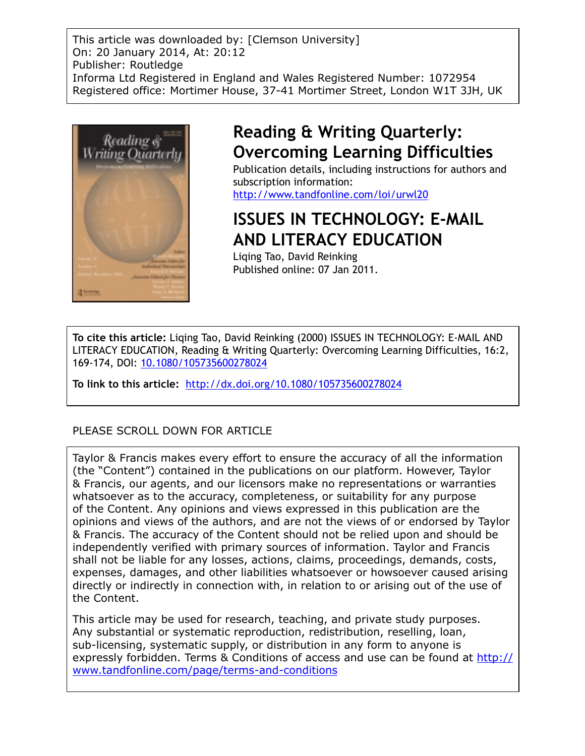This article was downloaded by: [Clemson University]
On: 20 January 2014, At: 20:12
Publisher: Routledge
Informa Ltd Registered in England and Wales Registered Number: 1072954
Registered office: Mortimer House, 37-41 Mortimer Street, London W1T 3JH, UK

# Reading & Writing Quarterly: Overcoming Learning Difficulties

Publication details, including instructions for authors and subscription information:
http://www.tandfonline.com/loi/urwl20

# ISSUES IN TECHNOLOGY: E-MAIL AND LITERACY EDUCATION

Liqing Tao, David Reinking
Published online: 07 Jan 2011.

**To cite this article:** Liqing Tao, David Reinking (2000) ISSUES IN TECHNOLOGY: E-MAIL AND LITERACY EDUCATION, Reading & Writing Quarterly: Overcoming Learning Difficulties, 16:2, 169-174, DOI: 10.1080/105735600278024

**To link to this article:** http://dx.doi.org/10.1080/105735600278024

PLEASE SCROLL DOWN FOR ARTICLE

Taylor & Francis makes every effort to ensure the accuracy of all the information (the "Content") contained in the publications on our platform. However, Taylor & Francis, our agents, and our licensors make no representations or warranties whatsoever as to the accuracy, completeness, or suitability for any purpose of the Content. Any opinions and views expressed in this publication are the opinions and views of the authors, and are not the views of or endorsed by Taylor & Francis. The accuracy of the Content should not be relied upon and should be independently verified with primary sources of information. Taylor and Francis shall not be liable for any losses, actions, claims, proceedings, demands, costs, expenses, damages, and other liabilities whatsoever or howsoever caused arising directly or indirectly in connection with, in relation to or arising out of the use of the Content.

This article may be used for research, teaching, and private study purposes. Any substantial or systematic reproduction, redistribution, reselling, loan, sub-licensing, systematic supply, or distribution in any form to anyone is expressly forbidden. Terms & Conditions of access and use can be found at http://www.tandfonline.com/page/terms-and-conditions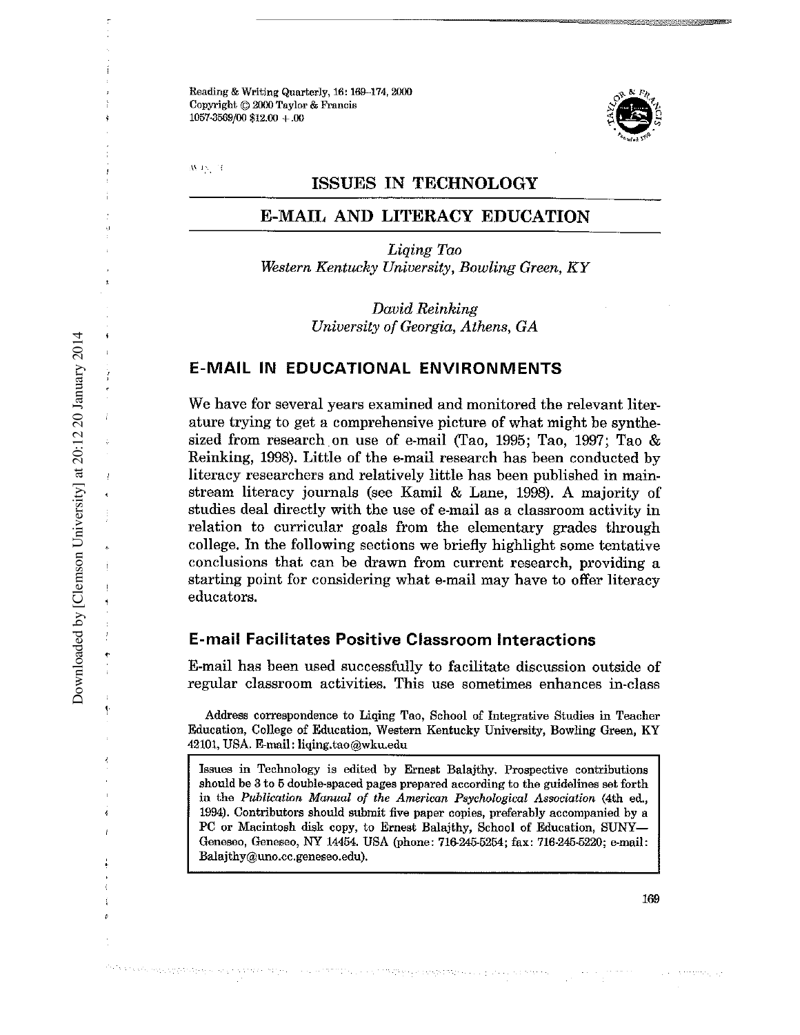# ISSUES IN TECHNOLOGY

## E-MAIL AND LITERACY EDUCATION

*Liqing Tao*
*Western Kentucky University, Bowling Green, KY*

*David Reinking*
*University of Georgia, Athens, GA*

## E-MAIL IN EDUCATIONAL ENVIRONMENTS

We have for several years examined and monitored the relevant literature trying to get a comprehensive picture of what might be synthesized from research on use of e-mail (Tao, 1995; Tao, 1997; Tao & Reinking, 1998). Little of the e-mail research has been conducted by literacy researchers and relatively little has been published in mainstream literacy journals (see Kamil & Lane, 1998). A majority of studies deal directly with the use of e-mail as a classroom activity in relation to curricular goals from the elementary grades through college. In the following sections we briefly highlight some tentative conclusions that can be drawn from current research, providing a starting point for considering what e-mail may have to offer literacy educators.

### E-mail Facilitates Positive Classroom Interactions

E-mail has been used successfully to facilitate discussion outside of regular classroom activities. This use sometimes enhances in-class

Address correspondence to Liqing Tao, School of Integrative Studies in Teacher Education, College of Education, Western Kentucky University, Bowling Green, KY 42101, USA. E-mail: liqing.tao@wku.edu

Issues in Technology is edited by Ernest Balajthy. Prospective contributions should be 3 to 5 double-spaced pages prepared according to the guidelines set forth in the *Publication Manual of the American Psychological Association* (4th ed., 1994). Contributors should submit five paper copies, preferably accompanied by a PC or Macintosh disk copy, to Ernest Balajthy, School of Education, SUNY—Geneseo, Geneseo, NY 14454, USA (phone: 716-245-5254; fax: 716-245-5220; e-mail: Balajthy@uno.cc.geneseo.edu).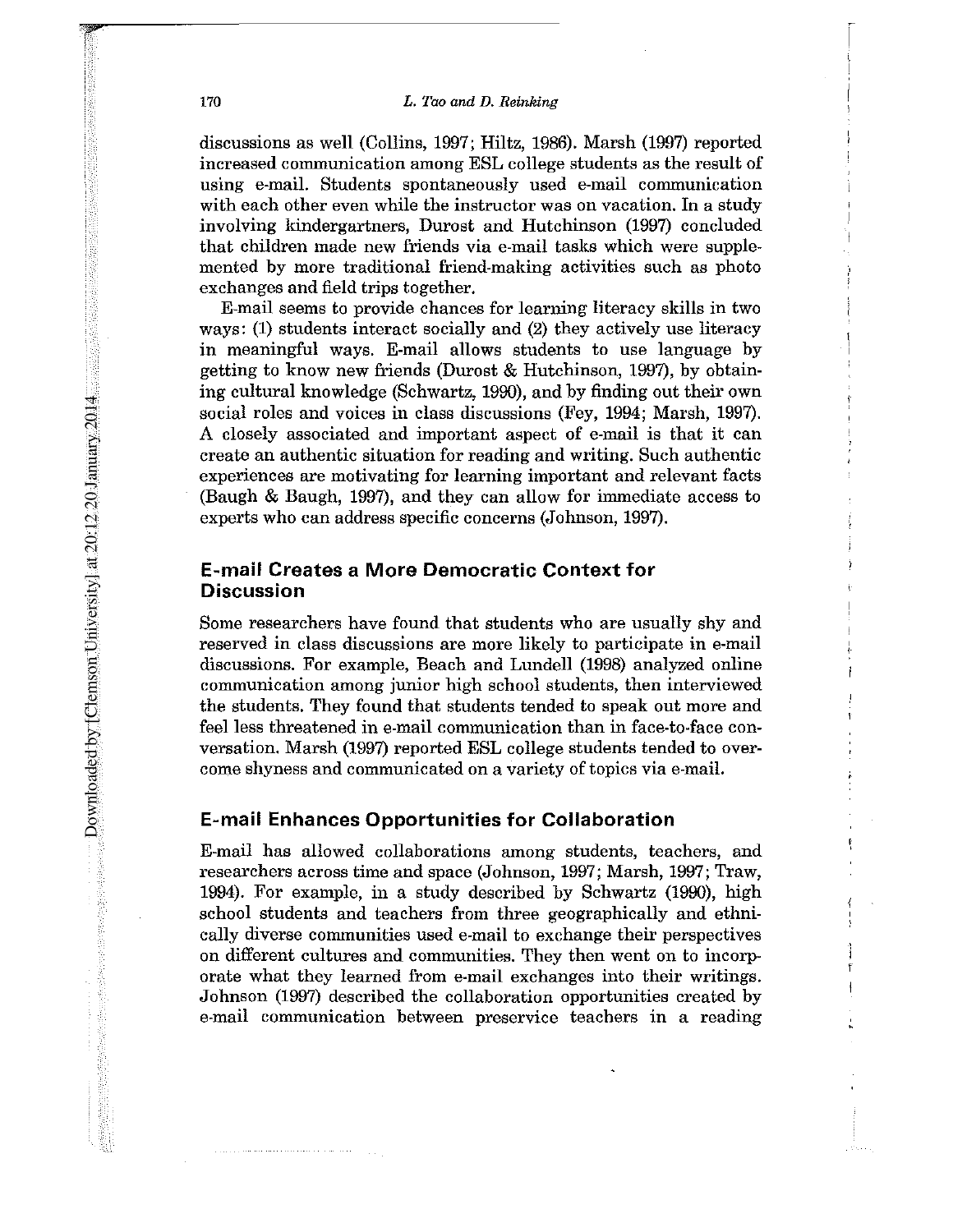discussions as well (Collins, 1997; Hiltz, 1986). Marsh (1997) reported increased communication among ESL college students as the result of using e-mail. Students spontaneously used e-mail communication with each other even while the instructor was on vacation. In a study involving kindergartners, Durost and Hutchinson (1997) concluded that children made new friends via e-mail tasks which were supplemented by more traditional friend-making activities such as photo exchanges and field trips together.

E-mail seems to provide chances for learning literacy skills in two ways: (1) students interact socially and (2) they actively use literacy in meaningful ways. E-mail allows students to use language by getting to know new friends (Durost & Hutchinson, 1997), by obtaining cultural knowledge (Schwartz, 1990), and by finding out their own social roles and voices in class discussions (Fey, 1994; Marsh, 1997). A closely associated and important aspect of e-mail is that it can create an authentic situation for reading and writing. Such authentic experiences are motivating for learning important and relevant facts (Baugh & Baugh, 1997), and they can allow for immediate access to experts who can address specific concerns (Johnson, 1997).

## E-mail Creates a More Democratic Context for Discussion

Some researchers have found that students who are usually shy and reserved in class discussions are more likely to participate in e-mail discussions. For example, Beach and Lundell (1998) analyzed online communication among junior high school students, then interviewed the students. They found that students tended to speak out more and feel less threatened in e-mail communication than in face-to-face conversation. Marsh (1997) reported ESL college students tended to overcome shyness and communicated on a variety of topics via e-mail.

## E-mail Enhances Opportunities for Collaboration

E-mail has allowed collaborations among students, teachers, and researchers across time and space (Johnson, 1997; Marsh, 1997; Traw, 1994). For example, in a study described by Schwartz (1990), high school students and teachers from three geographically and ethnically diverse communities used e-mail to exchange their perspectives on different cultures and communities. They then went on to incorporate what they learned from e-mail exchanges into their writings. Johnson (1997) described the collaboration opportunities created by e-mail communication between preservice teachers in a reading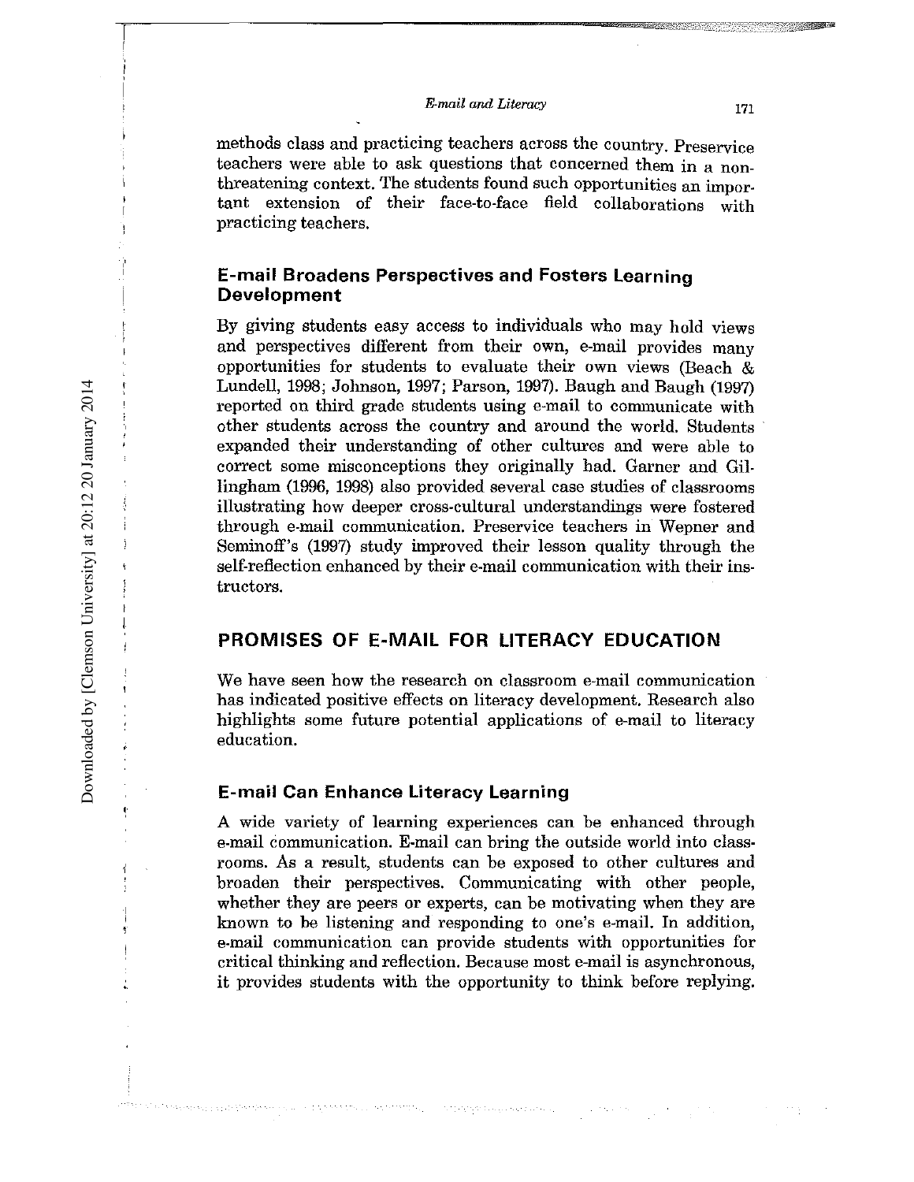methods class and practicing teachers across the country. Preservice teachers were able to ask questions that concerned them in a nonthreatening context. The students found such opportunities an important extension of their face-to-face field collaborations with practicing teachers.

### E-mail Broadens Perspectives and Fosters Learning Development

By giving students easy access to individuals who may hold views and perspectives different from their own, e-mail provides many opportunities for students to evaluate their own views (Beach & Lundell, 1998; Johnson, 1997; Parson, 1997). Baugh and Baugh (1997) reported on third grade students using e-mail to communicate with other students across the country and around the world. Students expanded their understanding of other cultures and were able to correct some misconceptions they originally had. Garner and Gillingham (1996, 1998) also provided several case studies of classrooms illustrating how deeper cross-cultural understandings were fostered through e-mail communication. Preservice teachers in Wepner and Seminoff's (1997) study improved their lesson quality through the self-reflection enhanced by their e-mail communication with their instructors.

## PROMISES OF E-MAIL FOR LITERACY EDUCATION

We have seen how the research on classroom e-mail communication has indicated positive effects on literacy development. Research also highlights some future potential applications of e-mail to literacy education.

### E-mail Can Enhance Literacy Learning

A wide variety of learning experiences can be enhanced through e-mail communication. E-mail can bring the outside world into classrooms. As a result, students can be exposed to other cultures and broaden their perspectives. Communicating with other people, whether they are peers or experts, can be motivating when they are known to be listening and responding to one's e-mail. In addition, e-mail communication can provide students with opportunities for critical thinking and reflection. Because most e-mail is asynchronous, it provides students with the opportunity to think before replying.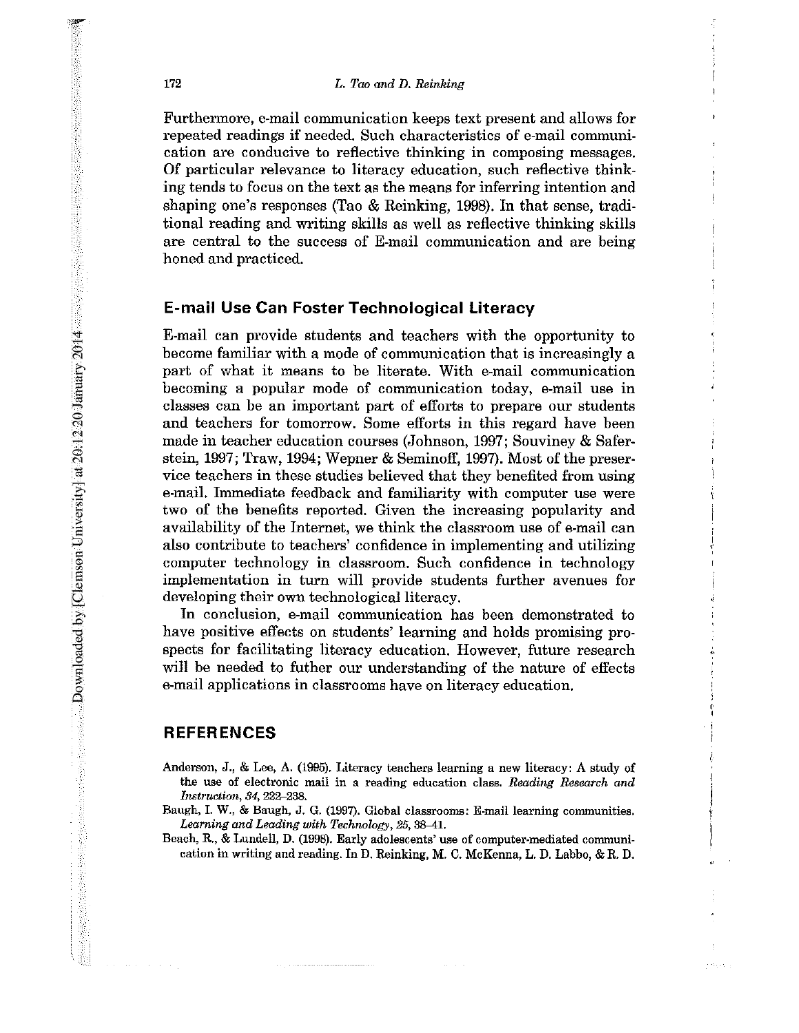Furthermore, e-mail communication keeps text present and allows for repeated readings if needed. Such characteristics of e-mail communication are conducive to reflective thinking in composing messages. Of particular relevance to literacy education, such reflective thinking tends to focus on the text as the means for inferring intention and shaping one's responses (Tao & Reinking, 1998). In that sense, traditional reading and writing skills as well as reflective thinking skills are central to the success of E-mail communication and are being honed and practiced.

## E-mail Use Can Foster Technological Literacy

E-mail can provide students and teachers with the opportunity to become familiar with a mode of communication that is increasingly a part of what it means to be literate. With e-mail communication becoming a popular mode of communication today, e-mail use in classes can be an important part of efforts to prepare our students and teachers for tomorrow. Some efforts in this regard have been made in teacher education courses (Johnson, 1997; Souviney & Saferstein, 1997; Traw, 1994; Wepner & Seminoff, 1997). Most of the preservice teachers in these studies believed that they benefited from using e-mail. Immediate feedback and familiarity with computer use were two of the benefits reported. Given the increasing popularity and availability of the Internet, we think the classroom use of e-mail can also contribute to teachers' confidence in implementing and utilizing computer technology in classroom. Such confidence in technology implementation in turn will provide students further avenues for developing their own technological literacy.

In conclusion, e-mail communication has been demonstrated to have positive effects on students' learning and holds promising prospects for facilitating literacy education. However, future research will be needed to futher our understanding of the nature of effects e-mail applications in classrooms have on literacy education.

## REFERENCES

Anderson, J., & Lee, A. (1995). Literacy teachers learning a new literacy: A study of the use of electronic mail in a reading education class. *Reading Research and Instruction, 34*, 222–238.

Baugh, I. W., & Baugh, J. G. (1997). Global classrooms: E-mail learning communities. *Learning and Leading with Technology, 25*, 38–41.

Beach, R., & Lundell, D. (1998). Early adolescents' use of computer-mediated communication in writing and reading. In D. Reinking, M. C. McKenna, L. D. Labbo, & R. D.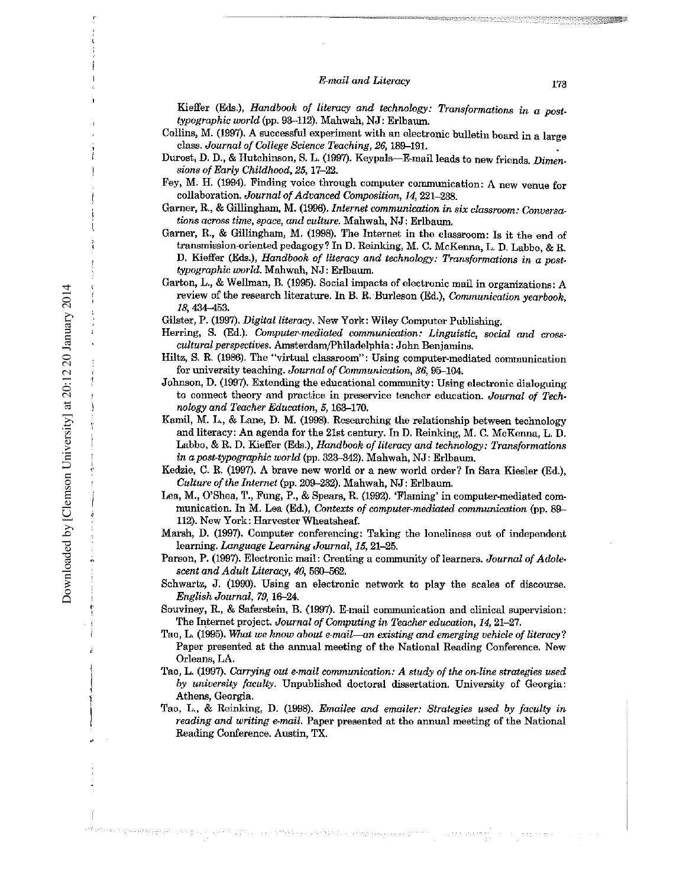Kieffer (Eds.), *Handbook of literacy and technology: Transformations in a post-typographic world* (pp. 93–112). Mahwah, NJ: Erlbaum.

Collins, M. (1997). A successful experiment with an electronic bulletin board in a large class. *Journal of College Science Teaching, 26*, 189–191.

Durost, D. D., & Hutchinson, S. L. (1997). Keypals—E-mail leads to new friends. *Dimensions of Early Childhood, 25*, 17–22.

Fey, M. H. (1994). Finding voice through computer communication: A new venue for collaboration. *Journal of Advanced Composition, 14*, 221–238.

Garner, R., & Gillingham, M. (1996). *Internet communication in six classroom: Conversations across time, space, and culture.* Mahwah, NJ: Erlbaum.

Garner, R., & Gillingham, M. (1998). The Internet in the classroom: Is it the end of transmission-oriented pedagogy? In D. Reinking, M. C. McKenna, L. D. Labbo, & R. D. Kieffer (Eds.), *Handbook of literacy and technology: Transformations in a post-typographic world.* Mahwah, NJ: Erlbaum.

Garton, L., & Wellman, B. (1995). Social impacts of electronic mail in organizations: A review of the research literature. In B. R. Burleson (Ed.), *Communication yearbook, 18*, 434–453.

Gilster, P. (1997). *Digital literacy.* New York: Wiley Computer Publishing.

Herring, S. (Ed.). *Computer-mediated communication: Linguistic, social and cross-cultural perspectives.* Amsterdam/Philadelphia: John Benjamins.

Hiltz, S. R. (1986). The "virtual classroom": Using computer-mediated communication for university teaching. *Journal of Communication, 36*, 95–104.

Johnson, D. (1997). Extending the educational community: Using electronic dialoguing to connect theory and practice in preservice teacher education. *Journal of Technology and Teacher Education, 5*, 163–170.

Kamil, M. L., & Lane, D. M. (1998). Researching the relationship between technology and literacy: An agenda for the 21st century. In D. Reinking, M. C. McKenna, L. D. Labbo, & R. D. Kieffer (Eds.), *Handbook of literacy and technology: Transformations in a post-typographic world* (pp. 323–342). Mahwah, NJ: Erlbaum.

Kedzie, C. R. (1997). A brave new world or a new world order? In Sara Kiesler (Ed.), *Culture of the Internet* (pp. 209–232). Mahwah, NJ: Erlbaum.

Lea, M., O'Shea, T., Fung, P., & Spears, R. (1992). 'Flaming' in computer-mediated communication. In M. Lea (Ed.), *Contexts of computer-mediated communication* (pp. 89–112). New York: Harvester Wheatsheaf.

Marsh, D. (1997). Computer conferencing: Taking the loneliness out of independent learning. *Language Learning Journal, 15*, 21–25.

Parson, P. (1997). Electronic mail: Creating a community of learners. *Journal of Adolescent and Adult Literacy, 40*, 560–562.

Schwartz, J. (1990). Using an electronic network to play the scales of discourse. *English Journal, 79*, 16–24.

Souviney, R., & Saferstein, B. (1997). E-mail communication and clinical supervision: The Internet project. *Journal of Computing in Teacher education, 14*, 21–27.

Tao, L. (1995). *What we know about e-mail—an existing and emerging vehicle of literacy?* Paper presented at the annual meeting of the National Reading Conference. New Orleans, LA.

Tao, L. (1997). *Carrying out e-mail communication: A study of the on-line strategies used by university faculty.* Unpublished doctoral dissertation. University of Georgia: Athens, Georgia.

Tao, L., & Reinking, D. (1998). *Emailee and emailer: Strategies used by faculty in reading and writing e-mail.* Paper presented at the annual meeting of the National Reading Conference. Austin, TX.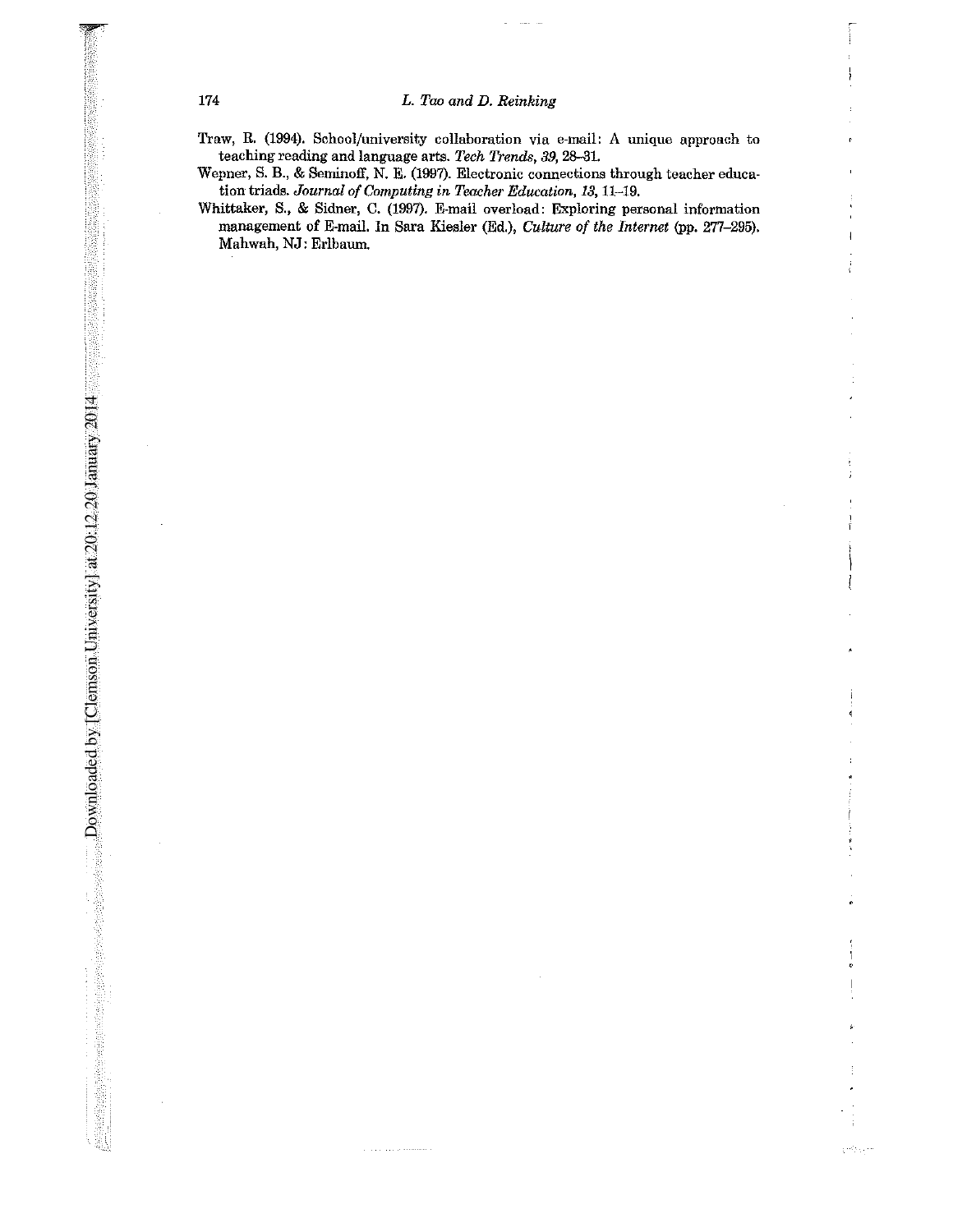Traw, R. (1994). School/university collaboration via e-mail: A unique approach to teaching reading and language arts. *Tech Trends, 39*, 28–31.

Wepner, S. B., & Seminoff, N. E. (1997). Electronic connections through teacher education triads. *Journal of Computing in Teacher Education, 13*, 11–19.

Whittaker, S., & Sidner, C. (1997). E-mail overload: Exploring personal information management of E-mail. In Sara Kiesler (Ed.), *Culture of the Internet* (pp. 277–295). Mahwah, NJ: Erlbaum.